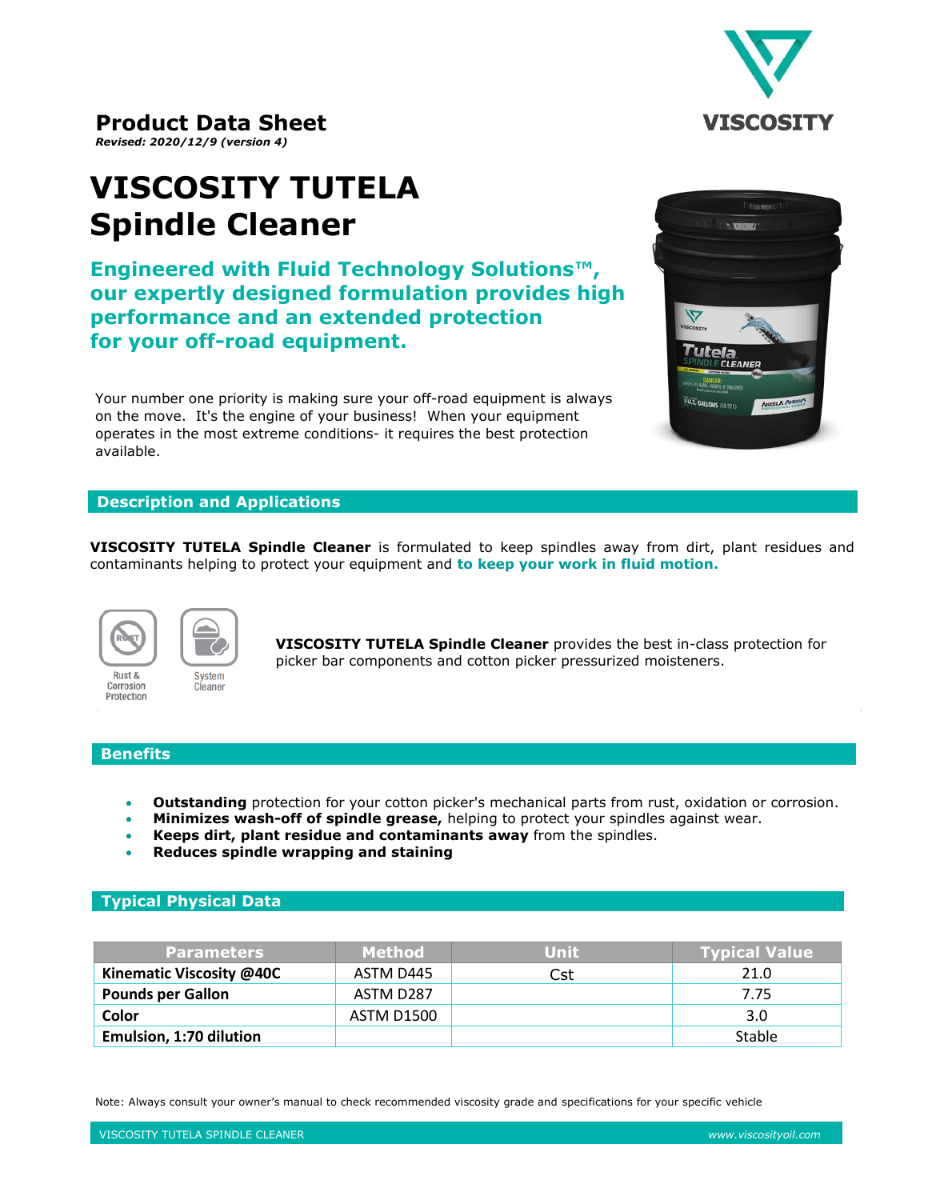**Product Data Sheet**
*Revised: 2020/12/9 (version 4)*

# VISCOSITY TUTELA Spindle Cleaner

## Engineered with Fluid Technology Solutions™, our expertly designed formulation provides high performance and an extended protection for your off-road equipment.

Your number one priority is making sure your off-road equipment is always on the move. It's the engine of your business! When your equipment operates in the most extreme conditions- it requires the best protection available.

## Description and Applications

**VISCOSITY TUTELA Spindle Cleaner** is formulated to keep spindles away from dirt, plant residues and contaminants helping to protect your equipment and **to keep your work in fluid motion.**

Rust & Corrosion Protection

System Cleaner

**VISCOSITY TUTELA Spindle Cleaner** provides the best in-class protection for picker bar components and cotton picker pressurized moisteners.

## Benefits

- **Outstanding** protection for your cotton picker's mechanical parts from rust, oxidation or corrosion.
- **Minimizes wash-off of spindle grease,** helping to protect your spindles against wear.
- **Keeps dirt, plant residue and contaminants away** from the spindles.
- **Reduces spindle wrapping and staining**

## Typical Physical Data

| Parameters | Method | Unit | Typical Value |
|---|---|---|---|
| **Kinematic Viscosity @40C** | ASTM D445 | Cst | 21.0 |
| **Pounds per Gallon** | ASTM D287 | | 7.75 |
| **Color** | ASTM D1500 | | 3.0 |
| **Emulsion, 1:70 dilution** | | | Stable |

Note: Always consult your owner's manual to check recommended viscosity grade and specifications for your specific vehicle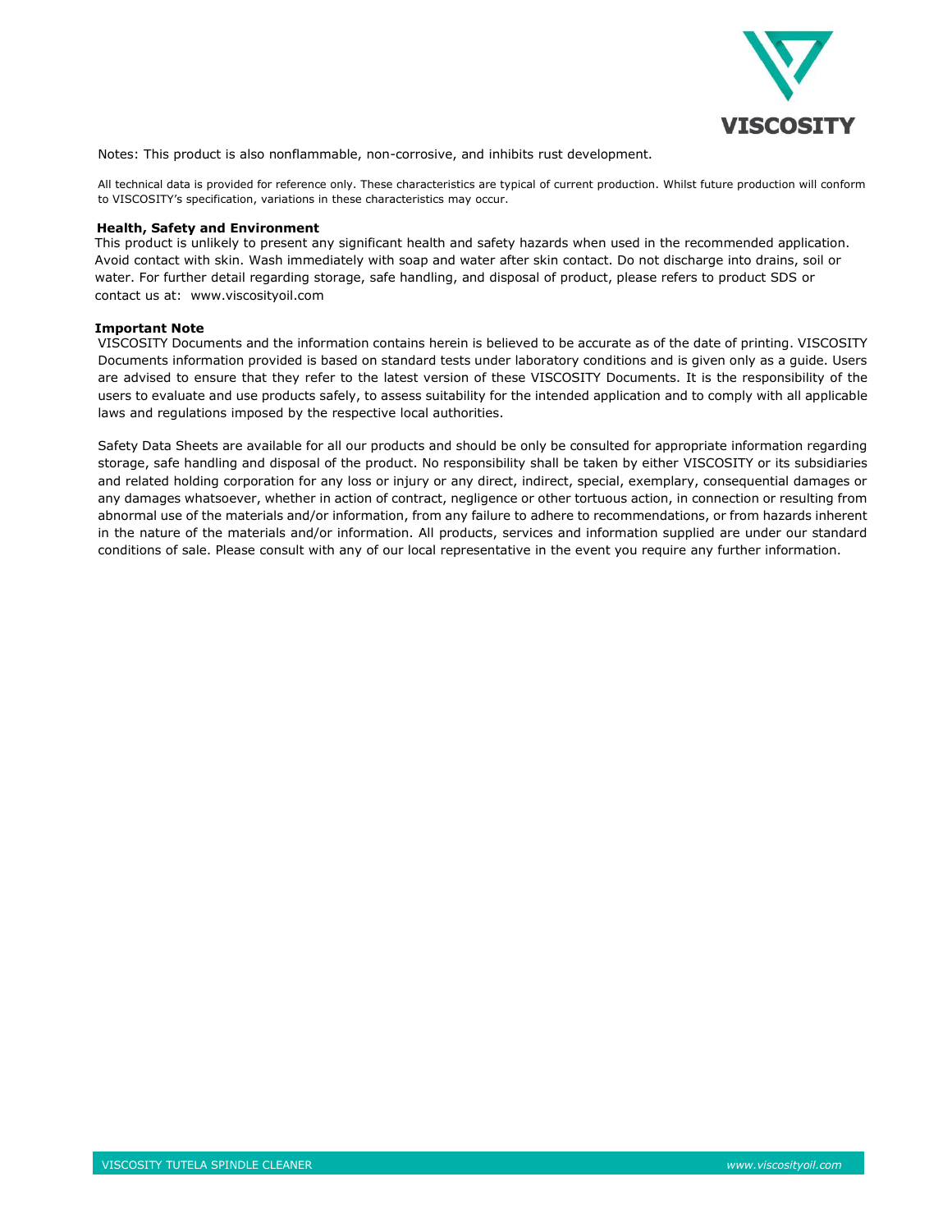Notes: This product is also nonflammable, non-corrosive, and inhibits rust development.

All technical data is provided for reference only. These characteristics are typical of current production. Whilst future production will conform to VISCOSITY's specification, variations in these characteristics may occur.

**Health, Safety and Environment**

This product is unlikely to present any significant health and safety hazards when used in the recommended application. Avoid contact with skin. Wash immediately with soap and water after skin contact. Do not discharge into drains, soil or water. For further detail regarding storage, safe handling, and disposal of product, please refers to product SDS or contact us at: www.viscosityoil.com

**Important Note**

VISCOSITY Documents and the information contains herein is believed to be accurate as of the date of printing. VISCOSITY Documents information provided is based on standard tests under laboratory conditions and is given only as a guide. Users are advised to ensure that they refer to the latest version of these VISCOSITY Documents. It is the responsibility of the users to evaluate and use products safely, to assess suitability for the intended application and to comply with all applicable laws and regulations imposed by the respective local authorities.

Safety Data Sheets are available for all our products and should be only be consulted for appropriate information regarding storage, safe handling and disposal of the product. No responsibility shall be taken by either VISCOSITY or its subsidiaries and related holding corporation for any loss or injury or any direct, indirect, special, exemplary, consequential damages or any damages whatsoever, whether in action of contract, negligence or other tortuous action, in connection or resulting from abnormal use of the materials and/or information, from any failure to adhere to recommendations, or from hazards inherent in the nature of the materials and/or information. All products, services and information supplied are under our standard conditions of sale. Please consult with any of our local representative in the event you require any further information.